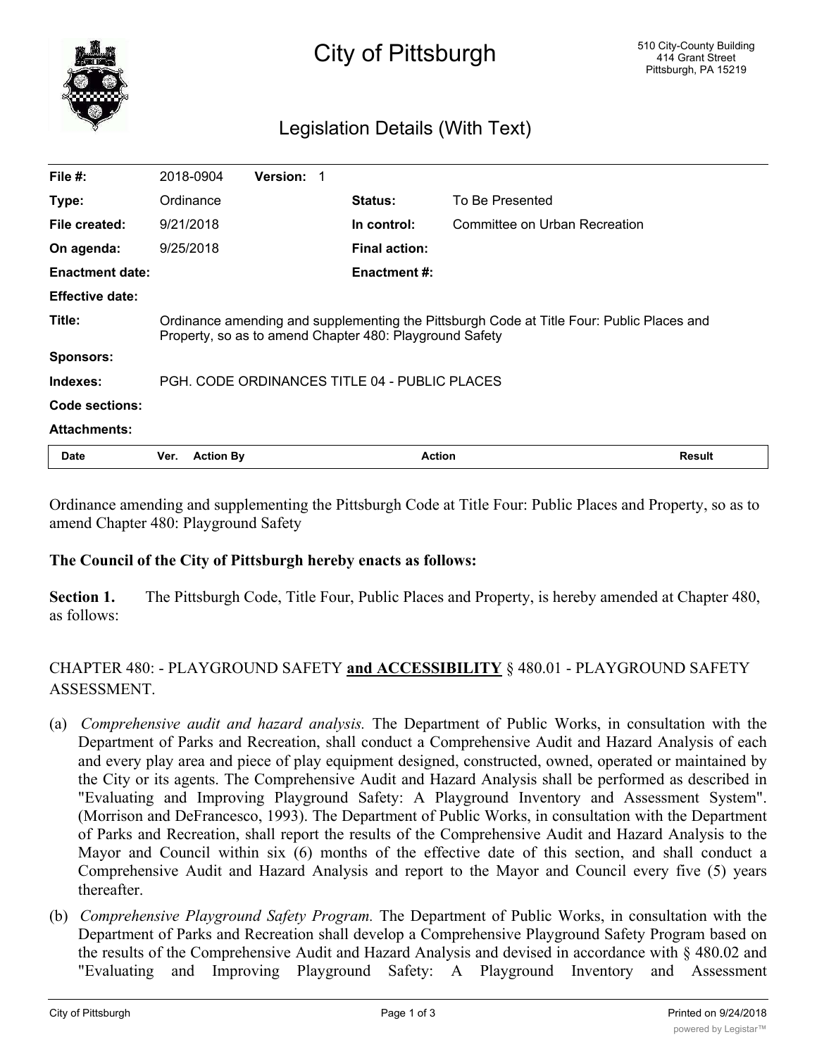# City of Pittsburgh

510 City-County Building
414 Grant Street
Pittsburgh, PA 15219

## Legislation Details (With Text)

| | | | |
|---|---|---|---|
| **File #:** | 2018-0904 **Version:** 1 | | |
| **Type:** | Ordinance | **Status:** | To Be Presented |
| **File created:** | 9/21/2018 | **In control:** | Committee on Urban Recreation |
| **On agenda:** | 9/25/2018 | **Final action:** | |
| **Enactment date:** | | **Enactment #:** | |
| **Effective date:** | | | |
| **Title:** | Ordinance amending and supplementing the Pittsburgh Code at Title Four: Public Places and Property, so as to amend Chapter 480: Playground Safety | | |
| **Sponsors:** | | | |
| **Indexes:** | PGH. CODE ORDINANCES TITLE 04 - PUBLIC PLACES | | |
| **Code sections:** | | | |
| **Attachments:** | | | |

| Date | Ver. | Action By | Action | Result |
|---|---|---|---|---|

Ordinance amending and supplementing the Pittsburgh Code at Title Four: Public Places and Property, so as to amend Chapter 480: Playground Safety

**The Council of the City of Pittsburgh hereby enacts as follows:**

**Section 1.** The Pittsburgh Code, Title Four, Public Places and Property, is hereby amended at Chapter 480, as follows:

CHAPTER 480: - PLAYGROUND SAFETY **and ACCESSIBILITY** § 480.01 - PLAYGROUND SAFETY ASSESSMENT.

(a) *Comprehensive audit and hazard analysis.* The Department of Public Works, in consultation with the Department of Parks and Recreation, shall conduct a Comprehensive Audit and Hazard Analysis of each and every play area and piece of play equipment designed, constructed, owned, operated or maintained by the City or its agents. The Comprehensive Audit and Hazard Analysis shall be performed as described in "Evaluating and Improving Playground Safety: A Playground Inventory and Assessment System". (Morrison and DeFrancesco, 1993). The Department of Public Works, in consultation with the Department of Parks and Recreation, shall report the results of the Comprehensive Audit and Hazard Analysis to the Mayor and Council within six (6) months of the effective date of this section, and shall conduct a Comprehensive Audit and Hazard Analysis and report to the Mayor and Council every five (5) years thereafter.

(b) *Comprehensive Playground Safety Program.* The Department of Public Works, in consultation with the Department of Parks and Recreation shall develop a Comprehensive Playground Safety Program based on the results of the Comprehensive Audit and Hazard Analysis and devised in accordance with § 480.02 and "Evaluating and Improving Playground Safety: A Playground Inventory and Assessment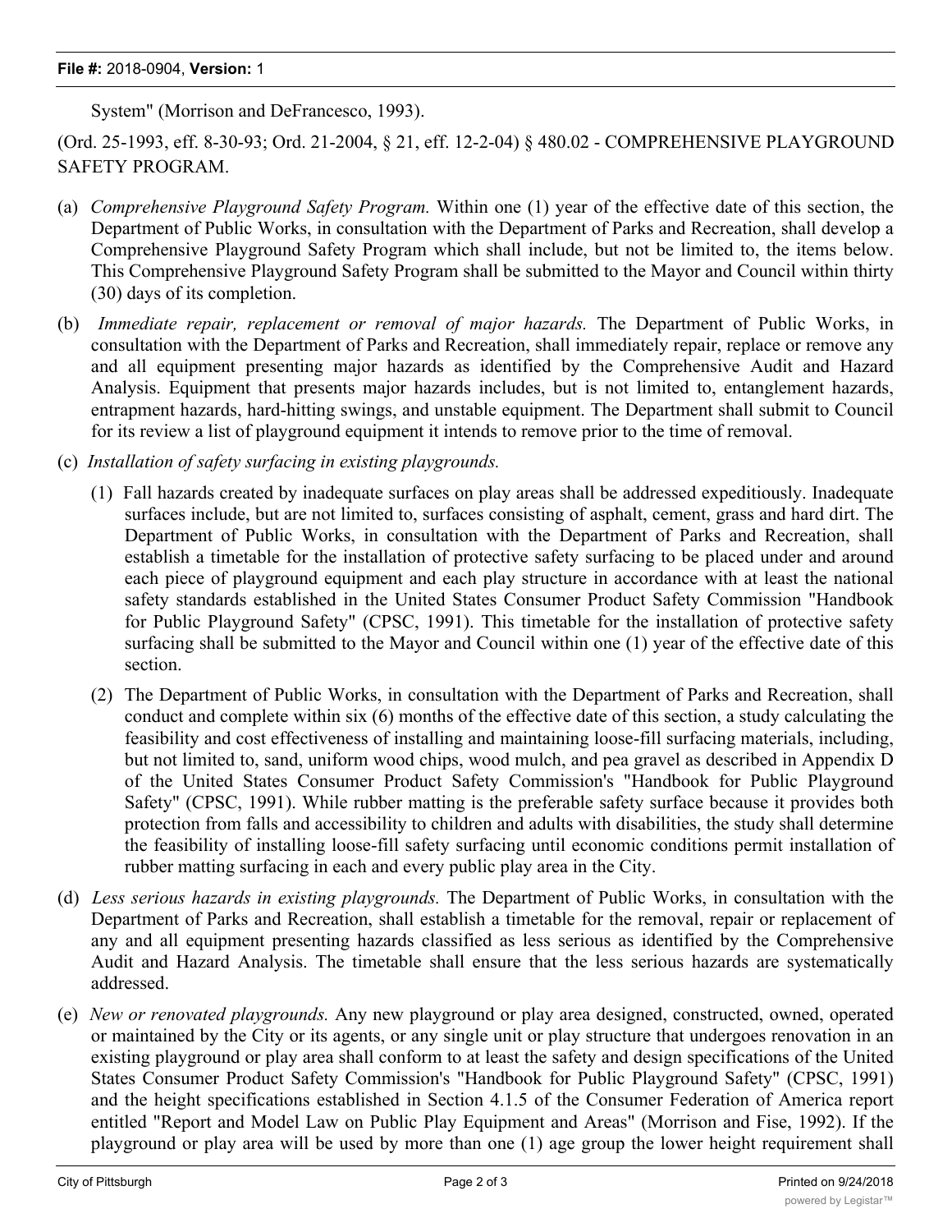System" (Morrison and DeFrancesco, 1993).

(Ord. 25-1993, eff. 8-30-93; Ord. 21-2004, § 21, eff. 12-2-04) § 480.02 - COMPREHENSIVE PLAYGROUND SAFETY PROGRAM.

(a) *Comprehensive Playground Safety Program.* Within one (1) year of the effective date of this section, the Department of Public Works, in consultation with the Department of Parks and Recreation, shall develop a Comprehensive Playground Safety Program which shall include, but not be limited to, the items below. This Comprehensive Playground Safety Program shall be submitted to the Mayor and Council within thirty (30) days of its completion.

(b) *Immediate repair, replacement or removal of major hazards.* The Department of Public Works, in consultation with the Department of Parks and Recreation, shall immediately repair, replace or remove any and all equipment presenting major hazards as identified by the Comprehensive Audit and Hazard Analysis. Equipment that presents major hazards includes, but is not limited to, entanglement hazards, entrapment hazards, hard-hitting swings, and unstable equipment. The Department shall submit to Council for its review a list of playground equipment it intends to remove prior to the time of removal.

(c) *Installation of safety surfacing in existing playgrounds.*

(1) Fall hazards created by inadequate surfaces on play areas shall be addressed expeditiously. Inadequate surfaces include, but are not limited to, surfaces consisting of asphalt, cement, grass and hard dirt. The Department of Public Works, in consultation with the Department of Parks and Recreation, shall establish a timetable for the installation of protective safety surfacing to be placed under and around each piece of playground equipment and each play structure in accordance with at least the national safety standards established in the United States Consumer Product Safety Commission "Handbook for Public Playground Safety" (CPSC, 1991). This timetable for the installation of protective safety surfacing shall be submitted to the Mayor and Council within one (1) year of the effective date of this section.

(2) The Department of Public Works, in consultation with the Department of Parks and Recreation, shall conduct and complete within six (6) months of the effective date of this section, a study calculating the feasibility and cost effectiveness of installing and maintaining loose-fill surfacing materials, including, but not limited to, sand, uniform wood chips, wood mulch, and pea gravel as described in Appendix D of the United States Consumer Product Safety Commission's "Handbook for Public Playground Safety" (CPSC, 1991). While rubber matting is the preferable safety surface because it provides both protection from falls and accessibility to children and adults with disabilities, the study shall determine the feasibility of installing loose-fill safety surfacing until economic conditions permit installation of rubber matting surfacing in each and every public play area in the City.

(d) *Less serious hazards in existing playgrounds.* The Department of Public Works, in consultation with the Department of Parks and Recreation, shall establish a timetable for the removal, repair or replacement of any and all equipment presenting hazards classified as less serious as identified by the Comprehensive Audit and Hazard Analysis. The timetable shall ensure that the less serious hazards are systematically addressed.

(e) *New or renovated playgrounds.* Any new playground or play area designed, constructed, owned, operated or maintained by the City or its agents, or any single unit or play structure that undergoes renovation in an existing playground or play area shall conform to at least the safety and design specifications of the United States Consumer Product Safety Commission's "Handbook for Public Playground Safety" (CPSC, 1991) and the height specifications established in Section 4.1.5 of the Consumer Federation of America report entitled "Report and Model Law on Public Play Equipment and Areas" (Morrison and Fise, 1992). If the playground or play area will be used by more than one (1) age group the lower height requirement shall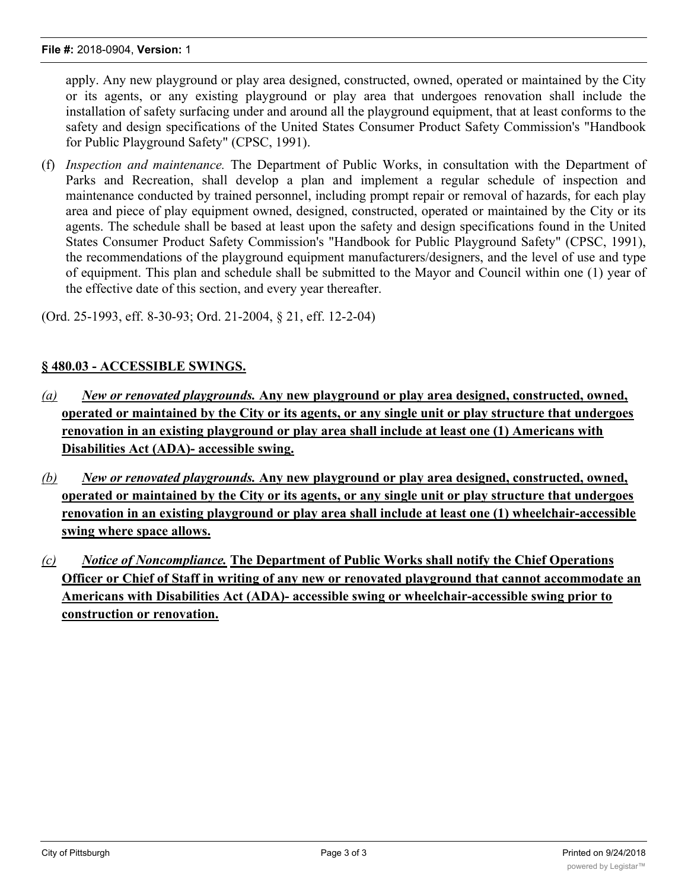apply. Any new playground or play area designed, constructed, owned, operated or maintained by the City or its agents, or any existing playground or play area that undergoes renovation shall include the installation of safety surfacing under and around all the playground equipment, that at least conforms to the safety and design specifications of the United States Consumer Product Safety Commission's "Handbook for Public Playground Safety" (CPSC, 1991).

(f) *Inspection and maintenance.* The Department of Public Works, in consultation with the Department of Parks and Recreation, shall develop a plan and implement a regular schedule of inspection and maintenance conducted by trained personnel, including prompt repair or removal of hazards, for each play area and piece of play equipment owned, designed, constructed, operated or maintained by the City or its agents. The schedule shall be based at least upon the safety and design specifications found in the United States Consumer Product Safety Commission's "Handbook for Public Playground Safety" (CPSC, 1991), the recommendations of the playground equipment manufacturers/designers, and the level of use and type of equipment. This plan and schedule shall be submitted to the Mayor and Council within one (1) year of the effective date of this section, and every year thereafter.

(Ord. 25-1993, eff. 8-30-93; Ord. 21-2004, § 21, eff. 12-2-04)

## § 480.03 - ACCESSIBLE SWINGS.

*(a)* ***New or renovated playgrounds.*** **Any new playground or play area designed, constructed, owned, operated or maintained by the City or its agents, or any single unit or play structure that undergoes renovation in an existing playground or play area shall include at least one (1) Americans with Disabilities Act (ADA)- accessible swing.**

*(b)* ***New or renovated playgrounds.*** **Any new playground or play area designed, constructed, owned, operated or maintained by the City or its agents, or any single unit or play structure that undergoes renovation in an existing playground or play area shall include at least one (1) wheelchair-accessible swing where space allows.**

*(c)* ***Notice of Noncompliance.*** **The Department of Public Works shall notify the Chief Operations Officer or Chief of Staff in writing of any new or renovated playground that cannot accommodate an Americans with Disabilities Act (ADA)- accessible swing or wheelchair-accessible swing prior to construction or renovation.**